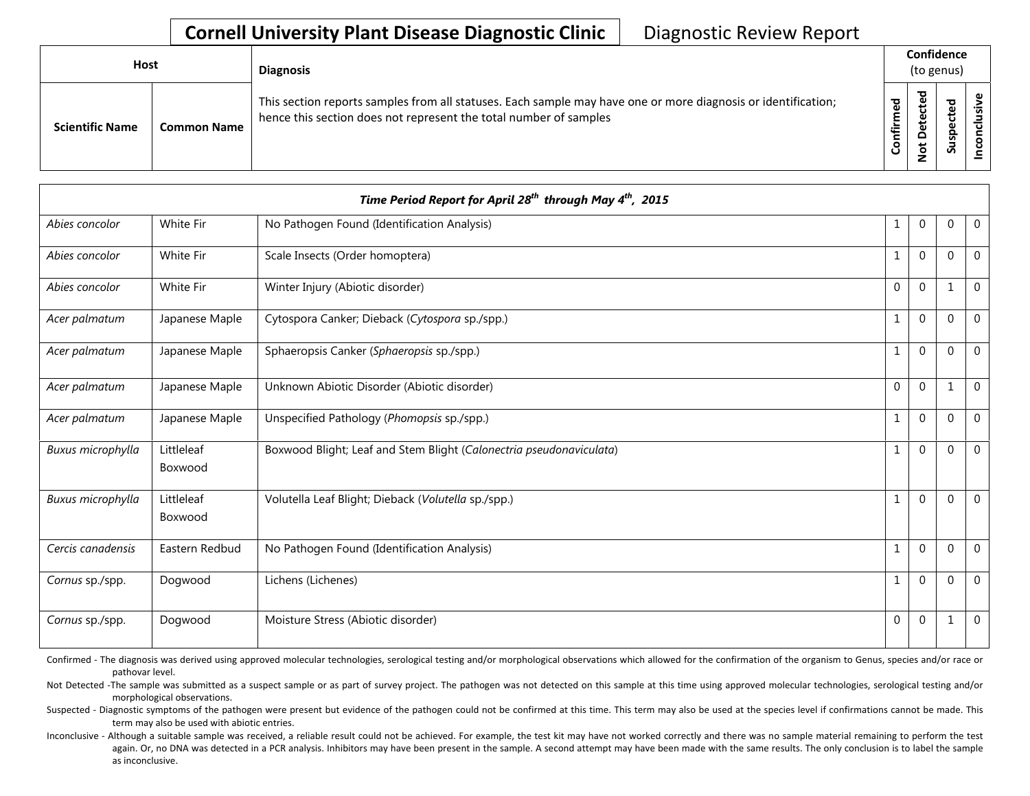# Cornell University Plant Disease Diagnostic Clinic

Diagnostic Review Report

| Host | | Diagnosis | Confidence (to genus) | | | |
|---|---|---|---|---|---|---|
| Scientific Name | Common Name | This section reports samples from all statuses. Each sample may have one or more diagnosis or identification; hence this section does not represent the total number of samples | Confirmed | Not Detected | Suspected | Inconclusive |
| ***Time Period Report for April 28th through May 4th, 2015*** | | | | | | |
| *Abies concolor* | White Fir | No Pathogen Found (Identification Analysis) | 1 | 0 | 0 | 0 |
| *Abies concolor* | White Fir | Scale Insects (Order homoptera) | 1 | 0 | 0 | 0 |
| *Abies concolor* | White Fir | Winter Injury (Abiotic disorder) | 0 | 0 | 1 | 0 |
| *Acer palmatum* | Japanese Maple | Cytospora Canker; Dieback (*Cytospora* sp./spp.) | 1 | 0 | 0 | 0 |
| *Acer palmatum* | Japanese Maple | Sphaeropsis Canker (*Sphaeropsis* sp./spp.) | 1 | 0 | 0 | 0 |
| *Acer palmatum* | Japanese Maple | Unknown Abiotic Disorder (Abiotic disorder) | 0 | 0 | 1 | 0 |
| *Acer palmatum* | Japanese Maple | Unspecified Pathology (*Phomopsis* sp./spp.) | 1 | 0 | 0 | 0 |
| *Buxus microphylla* | Littleleaf Boxwood | Boxwood Blight; Leaf and Stem Blight (*Calonectria pseudonaviculata*) | 1 | 0 | 0 | 0 |
| *Buxus microphylla* | Littleleaf Boxwood | Volutella Leaf Blight; Dieback (*Volutella* sp./spp.) | 1 | 0 | 0 | 0 |
| *Cercis canadensis* | Eastern Redbud | No Pathogen Found (Identification Analysis) | 1 | 0 | 0 | 0 |
| *Cornus* sp./spp. | Dogwood | Lichens (Lichenes) | 1 | 0 | 0 | 0 |
| *Cornus* sp./spp. | Dogwood | Moisture Stress (Abiotic disorder) | 0 | 0 | 1 | 0 |

Confirmed - The diagnosis was derived using approved molecular technologies, serological testing and/or morphological observations which allowed for the confirmation of the organism to Genus, species and/or race or pathovar level.

Not Detected -The sample was submitted as a suspect sample or as part of survey project. The pathogen was not detected on this sample at this time using approved molecular technologies, serological testing and/or morphological observations.

Suspected - Diagnostic symptoms of the pathogen were present but evidence of the pathogen could not be confirmed at this time. This term may also be used at the species level if confirmations cannot be made. This term may also be used with abiotic entries.

Inconclusive - Although a suitable sample was received, a reliable result could not be achieved. For example, the test kit may have not worked correctly and there was no sample material remaining to perform the test again. Or, no DNA was detected in a PCR analysis. Inhibitors may have been present in the sample. A second attempt may have been made with the same results. The only conclusion is to label the sample as inconclusive.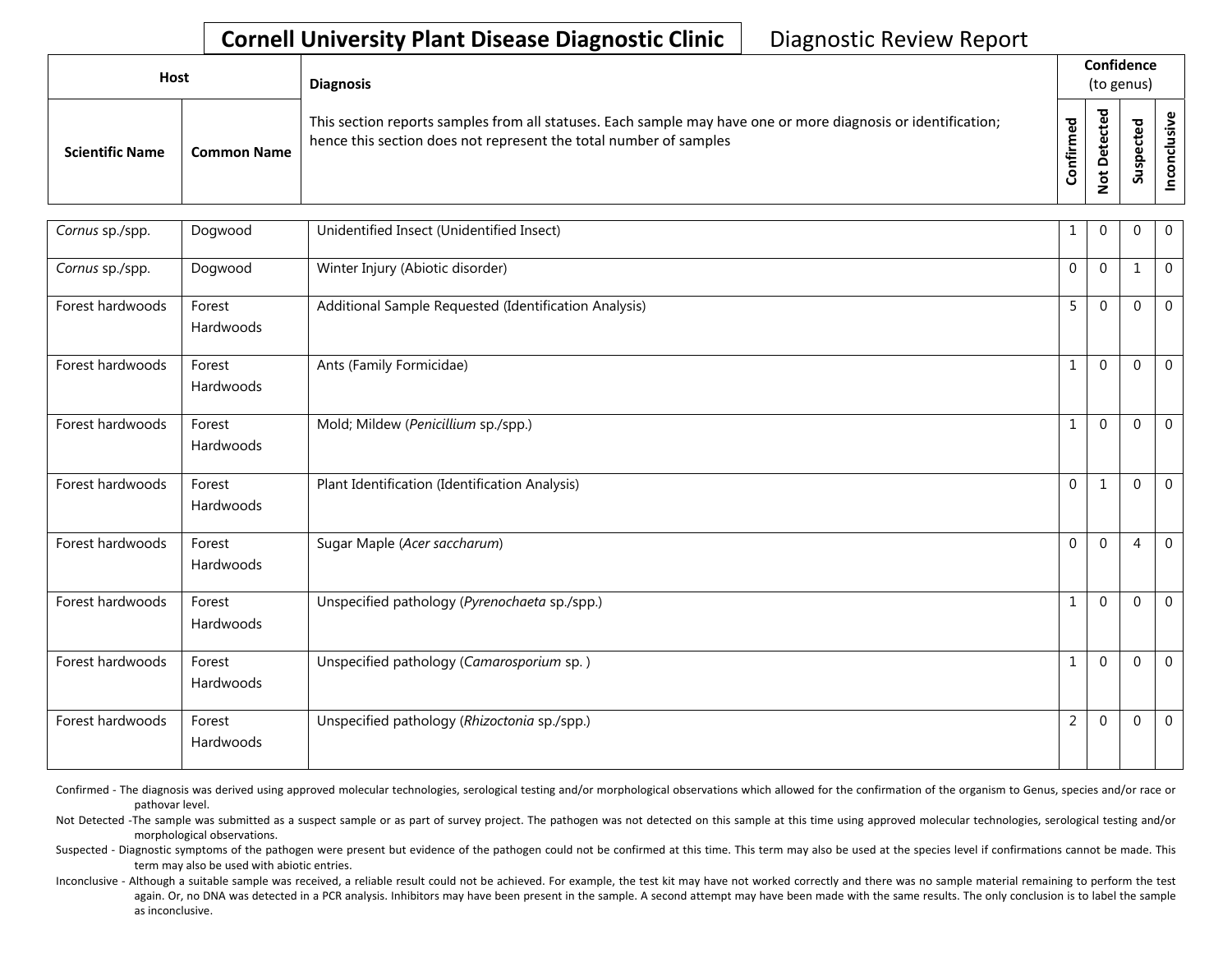# Cornell University Plant Disease Diagnostic Clinic

Diagnostic Review Report

| Host | | Diagnosis | Confidence (to genus) | | | |
|---|---|---|---|---|---|---|
| Scientific Name | Common Name | This section reports samples from all statuses. Each sample may have one or more diagnosis or identification; hence this section does not represent the total number of samples | Confirmed | Not Detected | Suspected | Inconclusive |
| *Cornus* sp./spp. | Dogwood | Unidentified Insect (Unidentified Insect) | 1 | 0 | 0 | 0 |
| *Cornus* sp./spp. | Dogwood | Winter Injury (Abiotic disorder) | 0 | 0 | 1 | 0 |
| Forest hardwoods | Forest Hardwoods | Additional Sample Requested (Identification Analysis) | 5 | 0 | 0 | 0 |
| Forest hardwoods | Forest Hardwoods | Ants (Family Formicidae) | 1 | 0 | 0 | 0 |
| Forest hardwoods | Forest Hardwoods | Mold; Mildew (*Penicillium* sp./spp.) | 1 | 0 | 0 | 0 |
| Forest hardwoods | Forest Hardwoods | Plant Identification (Identification Analysis) | 0 | 1 | 0 | 0 |
| Forest hardwoods | Forest Hardwoods | Sugar Maple (*Acer saccharum*) | 0 | 0 | 4 | 0 |
| Forest hardwoods | Forest Hardwoods | Unspecified pathology (*Pyrenochaeta* sp./spp.) | 1 | 0 | 0 | 0 |
| Forest hardwoods | Forest Hardwoods | Unspecified pathology (*Camarosporium* sp. ) | 1 | 0 | 0 | 0 |
| Forest hardwoods | Forest Hardwoods | Unspecified pathology (*Rhizoctonia* sp./spp.) | 2 | 0 | 0 | 0 |

Confirmed - The diagnosis was derived using approved molecular technologies, serological testing and/or morphological observations which allowed for the confirmation of the organism to Genus, species and/or race or pathovar level.

Not Detected -The sample was submitted as a suspect sample or as part of survey project. The pathogen was not detected on this sample at this time using approved molecular technologies, serological testing and/or morphological observations.

Suspected - Diagnostic symptoms of the pathogen were present but evidence of the pathogen could not be confirmed at this time. This term may also be used at the species level if confirmations cannot be made. This term may also be used with abiotic entries.

Inconclusive - Although a suitable sample was received, a reliable result could not be achieved. For example, the test kit may have not worked correctly and there was no sample material remaining to perform the test again. Or, no DNA was detected in a PCR analysis. Inhibitors may have been present in the sample. A second attempt may have been made with the same results. The only conclusion is to label the sample as inconclusive.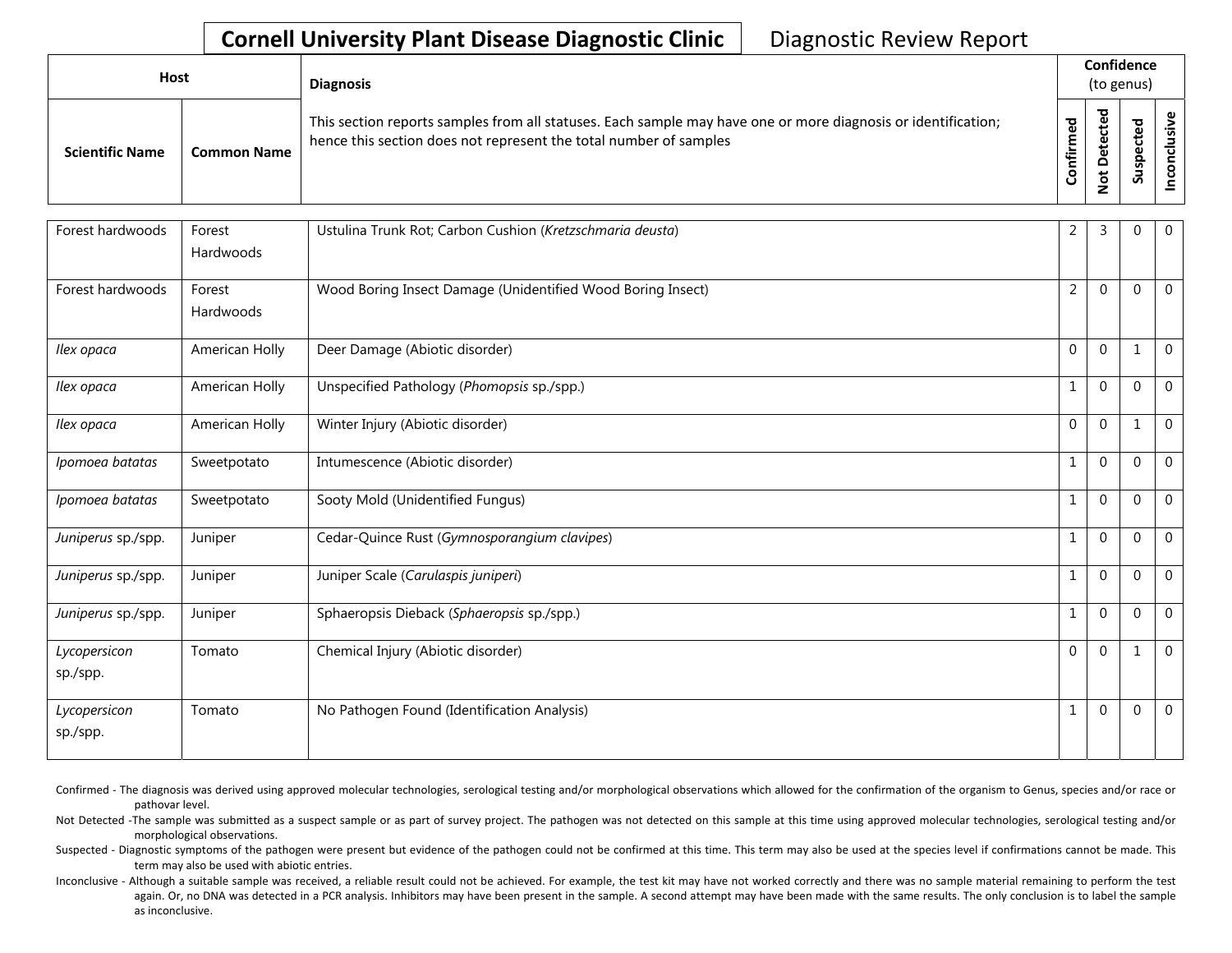# Cornell University Plant Disease Diagnostic Clinic

Diagnostic Review Report

| Host | | Diagnosis | Confidence (to genus) | | | |
|---|---|---|---|---|---|---|
| **Scientific Name** | **Common Name** | This section reports samples from all statuses. Each sample may have one or more diagnosis or identification; hence this section does not represent the total number of samples | **Confirmed** | **Not Detected** | **Suspected** | **Inconclusive** |
| Forest hardwoods | Forest Hardwoods | Ustulina Trunk Rot; Carbon Cushion (*Kretzschmaria deusta*) | 2 | 3 | 0 | 0 |
| Forest hardwoods | Forest Hardwoods | Wood Boring Insect Damage (Unidentified Wood Boring Insect) | 2 | 0 | 0 | 0 |
| *Ilex opaca* | American Holly | Deer Damage (Abiotic disorder) | 0 | 0 | 1 | 0 |
| *Ilex opaca* | American Holly | Unspecified Pathology (*Phomopsis* sp./spp.) | 1 | 0 | 0 | 0 |
| *Ilex opaca* | American Holly | Winter Injury (Abiotic disorder) | 0 | 0 | 1 | 0 |
| *Ipomoea batatas* | Sweetpotato | Intumescence (Abiotic disorder) | 1 | 0 | 0 | 0 |
| *Ipomoea batatas* | Sweetpotato | Sooty Mold (Unidentified Fungus) | 1 | 0 | 0 | 0 |
| *Juniperus* sp./spp. | Juniper | Cedar-Quince Rust (*Gymnosporangium clavipes*) | 1 | 0 | 0 | 0 |
| *Juniperus* sp./spp. | Juniper | Juniper Scale (*Carulaspis juniperi*) | 1 | 0 | 0 | 0 |
| *Juniperus* sp./spp. | Juniper | Sphaeropsis Dieback (*Sphaeropsis* sp./spp.) | 1 | 0 | 0 | 0 |
| *Lycopersicon* sp./spp. | Tomato | Chemical Injury (Abiotic disorder) | 0 | 0 | 1 | 0 |
| *Lycopersicon* sp./spp. | Tomato | No Pathogen Found (Identification Analysis) | 1 | 0 | 0 | 0 |

Confirmed - The diagnosis was derived using approved molecular technologies, serological testing and/or morphological observations which allowed for the confirmation of the organism to Genus, species and/or race or pathovar level.

Not Detected -The sample was submitted as a suspect sample or as part of survey project. The pathogen was not detected on this sample at this time using approved molecular technologies, serological testing and/or morphological observations.

Suspected - Diagnostic symptoms of the pathogen were present but evidence of the pathogen could not be confirmed at this time. This term may also be used at the species level if confirmations cannot be made. This term may also be used with abiotic entries.

Inconclusive - Although a suitable sample was received, a reliable result could not be achieved. For example, the test kit may have not worked correctly and there was no sample material remaining to perform the test again. Or, no DNA was detected in a PCR analysis. Inhibitors may have been present in the sample. A second attempt may have been made with the same results. The only conclusion is to label the sample as inconclusive.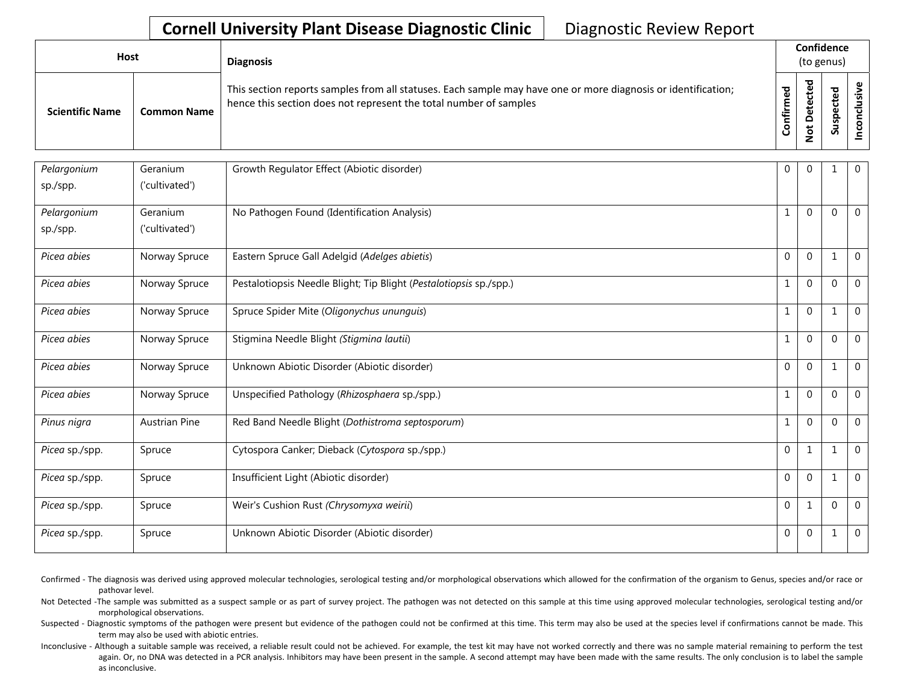Cornell University Plant Disease Diagnostic Clinic — Diagnostic Review Report

| Host | | Diagnosis | Confidence (to genus) | | | |
|---|---|---|---|---|---|---|
| Scientific Name | Common Name | This section reports samples from all statuses. Each sample may have one or more diagnosis or identification; hence this section does not represent the total number of samples | Confirmed | Not Detected | Suspected | Inconclusive |
| *Pelargonium* sp./spp. | Geranium ('cultivated') | Growth Regulator Effect (Abiotic disorder) | 0 | 0 | 1 | 0 |
| *Pelargonium* sp./spp. | Geranium ('cultivated') | No Pathogen Found (Identification Analysis) | 1 | 0 | 0 | 0 |
| *Picea abies* | Norway Spruce | Eastern Spruce Gall Adelgid (*Adelges abietis*) | 0 | 0 | 1 | 0 |
| *Picea abies* | Norway Spruce | Pestalotiopsis Needle Blight; Tip Blight (*Pestalotiopsis* sp./spp.) | 1 | 0 | 0 | 0 |
| *Picea abies* | Norway Spruce | Spruce Spider Mite (*Oligonychus ununguis*) | 1 | 0 | 1 | 0 |
| *Picea abies* | Norway Spruce | Stigmina Needle Blight (*Stigmina lautii*) | 1 | 0 | 0 | 0 |
| *Picea abies* | Norway Spruce | Unknown Abiotic Disorder (Abiotic disorder) | 0 | 0 | 1 | 0 |
| *Picea abies* | Norway Spruce | Unspecified Pathology (*Rhizosphaera* sp./spp.) | 1 | 0 | 0 | 0 |
| *Pinus nigra* | Austrian Pine | Red Band Needle Blight (*Dothistroma septosporum*) | 1 | 0 | 0 | 0 |
| *Picea* sp./spp. | Spruce | Cytospora Canker; Dieback (*Cytospora* sp./spp.) | 0 | 1 | 1 | 0 |
| *Picea* sp./spp. | Spruce | Insufficient Light (Abiotic disorder) | 0 | 0 | 1 | 0 |
| *Picea* sp./spp. | Spruce | Weir's Cushion Rust (*Chrysomyxa weirii*) | 0 | 1 | 0 | 0 |
| *Picea* sp./spp. | Spruce | Unknown Abiotic Disorder (Abiotic disorder) | 0 | 0 | 1 | 0 |

Confirmed - The diagnosis was derived using approved molecular technologies, serological testing and/or morphological observations which allowed for the confirmation of the organism to Genus, species and/or race or pathovar level.

Not Detected -The sample was submitted as a suspect sample or as part of survey project. The pathogen was not detected on this sample at this time using approved molecular technologies, serological testing and/or morphological observations.

Suspected - Diagnostic symptoms of the pathogen were present but evidence of the pathogen could not be confirmed at this time. This term may also be used at the species level if confirmations cannot be made. This term may also be used with abiotic entries.

Inconclusive - Although a suitable sample was received, a reliable result could not be achieved. For example, the test kit may have not worked correctly and there was no sample material remaining to perform the test again. Or, no DNA was detected in a PCR analysis. Inhibitors may have been present in the sample. A second attempt may have been made with the same results. The only conclusion is to label the sample as inconclusive.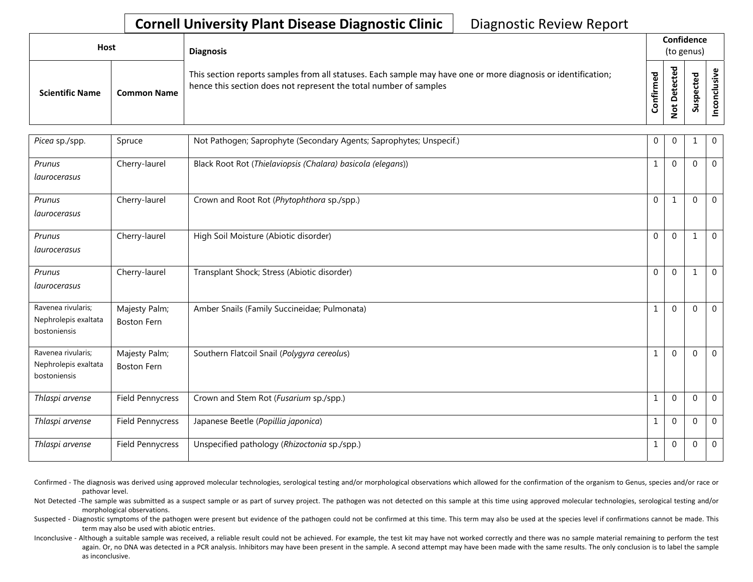**Cornell University Plant Disease Diagnostic Clinic** Diagnostic Review Report

| Host | | Diagnosis | Confidence (to genus) | | | |
|---|---|---|---|---|---|---|
| Scientific Name | Common Name | This section reports samples from all statuses. Each sample may have one or more diagnosis or identification; hence this section does not represent the total number of samples | Confirmed | Not Detected | Suspected | Inconclusive |
| *Picea* sp./spp. | Spruce | Not Pathogen; Saprophyte (Secondary Agents; Saprophytes; Unspecif.) | 0 | 0 | 1 | 0 |
| *Prunus laurocerasus* | Cherry-laurel | Black Root Rot (*Thielaviopsis (Chalara) basicola (elegans)*) | 1 | 0 | 0 | 0 |
| *Prunus laurocerasus* | Cherry-laurel | Crown and Root Rot (*Phytophthora* sp./spp.) | 0 | 1 | 0 | 0 |
| *Prunus laurocerasus* | Cherry-laurel | High Soil Moisture (Abiotic disorder) | 0 | 0 | 1 | 0 |
| *Prunus laurocerasus* | Cherry-laurel | Transplant Shock; Stress (Abiotic disorder) | 0 | 0 | 1 | 0 |
| Ravenea rivularis; Nephrolepis exaltata bostoniensis | Majesty Palm; Boston Fern | Amber Snails (Family Succineidae; Pulmonata) | 1 | 0 | 0 | 0 |
| Ravenea rivularis; Nephrolepis exaltata bostoniensis | Majesty Palm; Boston Fern | Southern Flatcoil Snail (*Polygyra cereolus*) | 1 | 0 | 0 | 0 |
| *Thlaspi arvense* | Field Pennycress | Crown and Stem Rot (*Fusarium* sp./spp.) | 1 | 0 | 0 | 0 |
| *Thlaspi arvense* | Field Pennycress | Japanese Beetle (*Popillia japonica*) | 1 | 0 | 0 | 0 |
| *Thlaspi arvense* | Field Pennycress | Unspecified pathology (*Rhizoctonia* sp./spp.) | 1 | 0 | 0 | 0 |

Confirmed - The diagnosis was derived using approved molecular technologies, serological testing and/or morphological observations which allowed for the confirmation of the organism to Genus, species and/or race or pathovar level.

Not Detected -The sample was submitted as a suspect sample or as part of survey project. The pathogen was not detected on this sample at this time using approved molecular technologies, serological testing and/or morphological observations.

Suspected - Diagnostic symptoms of the pathogen were present but evidence of the pathogen could not be confirmed at this time. This term may also be used at the species level if confirmations cannot be made. This term may also be used with abiotic entries.

Inconclusive - Although a suitable sample was received, a reliable result could not be achieved. For example, the test kit may have not worked correctly and there was no sample material remaining to perform the test again. Or, no DNA was detected in a PCR analysis. Inhibitors may have been present in the sample. A second attempt may have been made with the same results. The only conclusion is to label the sample as inconclusive.